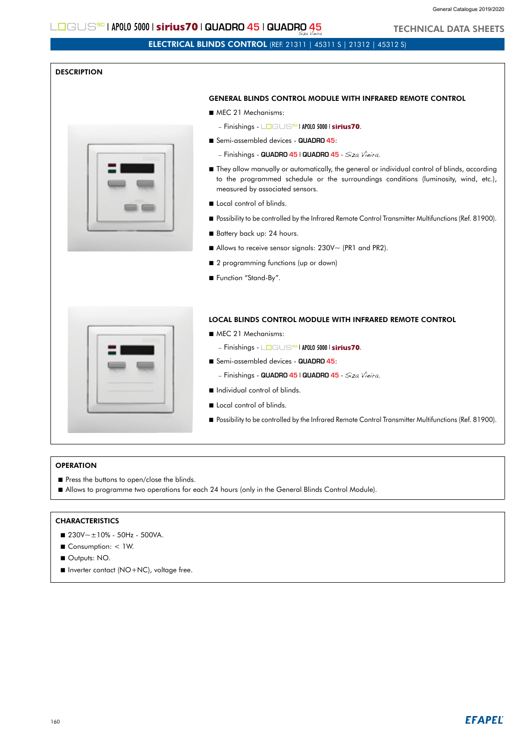LOGUS90 | APOLO 5000 | sirius70 | QUADRO 45 | QUADRO 45 Siza Vieira

TECHNICAL DATA SHEETS

# ELECTRICAL BLINDS CONTROL (REF. 21311 | 45311 S | 21312 | 45312 S)

## DESCRIPTION

### GENERAL BLINDS CONTROL MODULE WITH INFRARED REMOTE CONTROL

- MEC 21 Mechanisms:
  - Finishings - LOGUS90 | APOLO 5000 | sirius70.
- Semi-assembled devices - QUADRO 45:
  - Finishings - QUADRO 45 | QUADRO 45 - Siza Vieira.
- They allow manually or automatically, the general or individual control of blinds, according to the programmed schedule or the surroundings conditions (luminosity, wind, etc.), measured by associated sensors.
- Local control of blinds.
- Possibility to be controlled by the Infrared Remote Control Transmitter Multifunctions (Ref. 81900).
- Battery back up: 24 hours.
- Allows to receive sensor signals: 230V~ (PR1 and PR2).
- 2 programming functions (up or down)
- Function "Stand-By".

### LOCAL BLINDS CONTROL MODULE WITH INFRARED REMOTE CONTROL

- MEC 21 Mechanisms:
  - Finishings - LOGUS90 | APOLO 5000 | sirius70.
- Semi-assembled devices - QUADRO 45:
  - Finishings - QUADRO 45 | QUADRO 45 - Siza Vieira.
- Individual control of blinds.
- Local control of blinds.
- Possibility to be controlled by the Infrared Remote Control Transmitter Multifunctions (Ref. 81900).

## OPERATION

- Press the buttons to open/close the blinds.
- Allows to programme two operations for each 24 hours (only in the General Blinds Control Module).

## CHARACTERISTICS

- 230V~±10% - 50Hz - 500VA.
- Consumption: < 1W.
- Outputs: NO.
- Inverter contact (NO+NC), voltage free.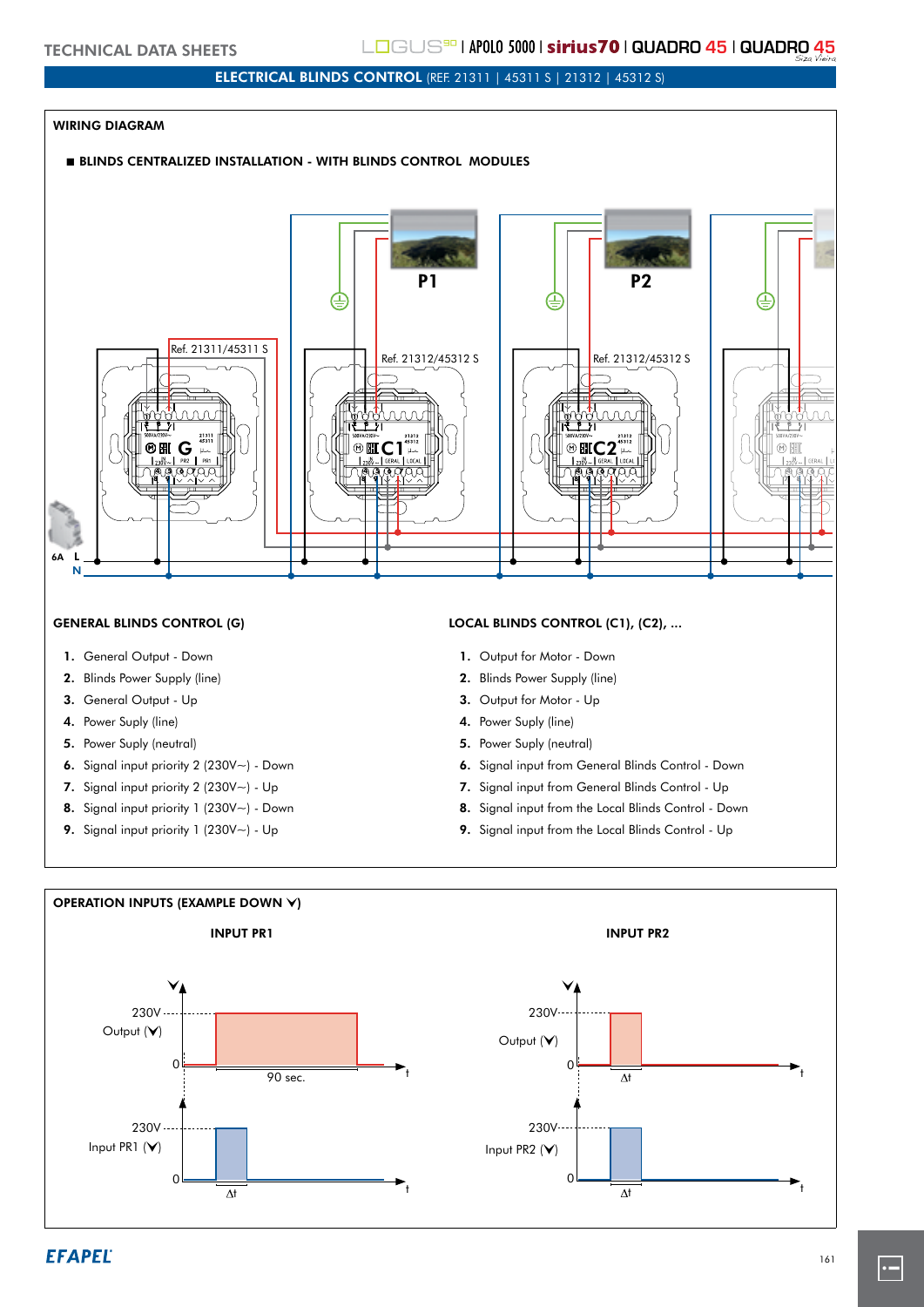## ELECTRICAL BLINDS CONTROL (REF. 21311 | 45311 S | 21312 | 45312 S)

### WIRING DIAGRAM

■ **BLINDS CENTRALIZED INSTALLATION - WITH BLINDS CONTROL MODULES**

P1    P2

Ref. 21311/45311 S    Ref. 21312/45312 S    Ref. 21312/45312 S

G    C1    C2

6A  L
N

#### GENERAL BLINDS CONTROL (G)

1. General Output - Down
2. Blinds Power Supply (line)
3. General Output - Up
4. Power Suply (line)
5. Power Suply (neutral)
6. Signal input priority 2 (230V~) - Down
7. Signal input priority 2 (230V~) - Up
8. Signal input priority 1 (230V~) - Down
9. Signal input priority 1 (230V~) - Up

#### LOCAL BLINDS CONTROL (C1), (C2), ...

1. Output for Motor - Down
2. Blinds Power Supply (line)
3. Output for Motor - Up
4. Power Suply (line)
5. Power Suply (neutral)
6. Signal input from General Blinds Control - Down
7. Signal input from General Blinds Control - Up
8. Signal input from the Local Blinds Control - Down
9. Signal input from the Local Blinds Control - Up

### OPERATION INPUTS (EXAMPLE DOWN ⋎)

**INPUT PR1**

230V
Output (⋎)
0
90 sec.
t

230V
Input PR1 (⋎)
0
Δt
t

**INPUT PR2**

230V
Output (⋎)
0
Δt
t

230V
Input PR2 (⋎)
0
Δt
t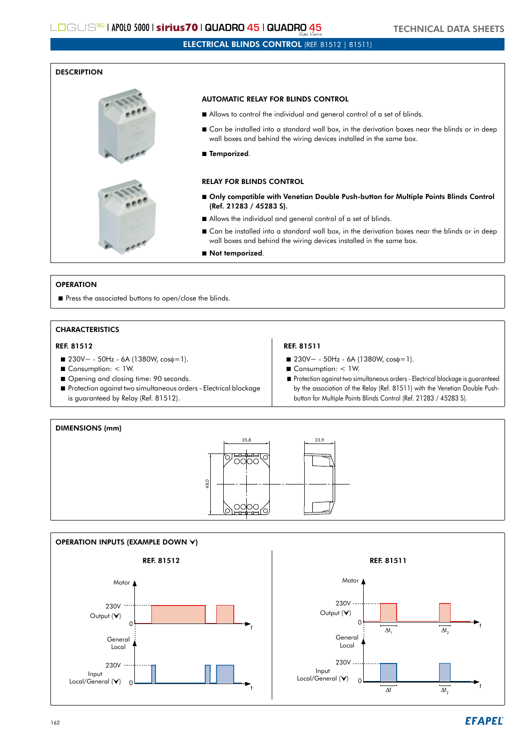## ELECTRICAL BLINDS CONTROL (REF. 81512 | 81511)

### DESCRIPTION

#### AUTOMATIC RELAY FOR BLINDS CONTROL

- Allows to control the individual and general control of a set of blinds.
- Can be installed into a standard wall box, in the derivation boxes near the blinds or in deep wall boxes and behind the wiring devices installed in the same box.
- **Temporized**.

#### RELAY FOR BLINDS CONTROL

- **Only compatible with Venetian Double Push-button for Multiple Points Blinds Control (Ref. 21283 / 45283 S).**
- Allows the individual and general control of a set of blinds.
- Can be installed into a standard wall box, in the derivation boxes near the blinds or in deep wall boxes and behind the wiring devices installed in the same box.
- **Not temporized**.

### OPERATION

- Press the associated buttons to open/close the blinds.

### CHARACTERISTICS

**REF. 81512**

- 230V~ - 50Hz - 6A (1380W, cosϕ=1).
- Consumption: < 1W.
- Opening and closing time: 90 seconds.
- Protection against two simultaneous orders - Electrical blockage is guaranteed by Relay (Ref. 81512).

**REF. 81511**

- 230V~ - 50Hz - 6A (1380W, cosϕ=1).
- Consumption: < 1W.
- Protection against two simultaneous orders - Electrical blockage is guaranteed by the association of the Relay (Ref. 81511) with the Venetian Double Push-button for Multiple Points Blinds Control (Ref. 21283 / 45283 S).

### DIMENSIONS (mm)

35,8 — 23,9 — 48,0

### OPERATION INPUTS (EXAMPLE DOWN ⋎)

**REF. 81512**

Motor — 230V Output (⋎) — 0 — t

General Local — 230V Input Local/General (⋎) — 0 — t

**REF. 81511**

Motor — 230V Output (⋎) — 0 — $\Delta t_1$ — $\Delta t_2$ — t

General Local — 230V Input Local/General (⋎) — 0 — $\Delta t$ — $\Delta t_2$ — t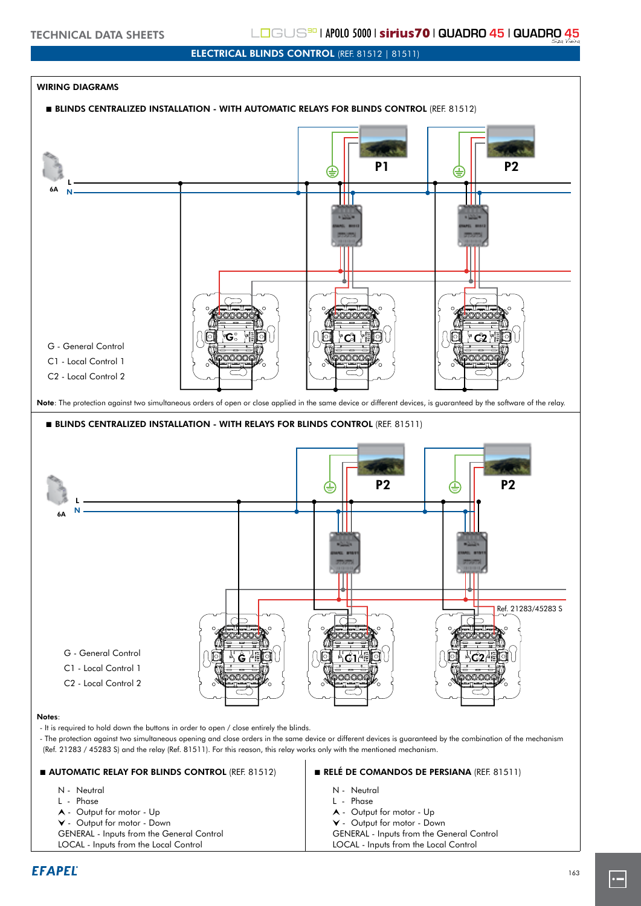## ELECTRICAL BLINDS CONTROL (REF. 81512 | 81511)

### WIRING DIAGRAMS

■ **BLINDS CENTRALIZED INSTALLATION - WITH AUTOMATIC RELAYS FOR BLINDS CONTROL** (REF. 81512)

L
6A N
P1
P2

G - General Control
C1 - Local Control 1
C2 - Local Control 2

**Note**: The protection against two simultaneous orders of open or close applied in the same device or different devices, is guaranteed by the software of the relay.

■ **BLINDS CENTRALIZED INSTALLATION - WITH RELAYS FOR BLINDS CONTROL** (REF. 81511)

L
6A N
P2
P2
Ref. 21283/45283 S

G - General Control
C1 - Local Control 1
C2 - Local Control 2

**Notes**:
- It is required to hold down the buttons in order to open / close entirely the blinds.
- The protection against two simultaneous opening and close orders in the same device or different devices is guaranteed by the combination of the mechanism (Ref. 21283 / 45283 S) and the relay (Ref. 81511). For this reason, this relay works only with the mentioned mechanism.

■ **AUTOMATIC RELAY FOR BLINDS CONTROL** (REF. 81512)

N - Neutral
L - Phase
⋀ - Output for motor - Up
⋁ - Output for motor - Down
GENERAL - Inputs from the General Control
LOCAL - Inputs from the Local Control

■ **RELÉ DE COMANDOS DE PERSIANA** (REF. 81511)

N - Neutral
L - Phase
⋀ - Output for motor - Up
⋁ - Output for motor - Down
GENERAL - Inputs from the General Control
LOCAL - Inputs from the Local Control